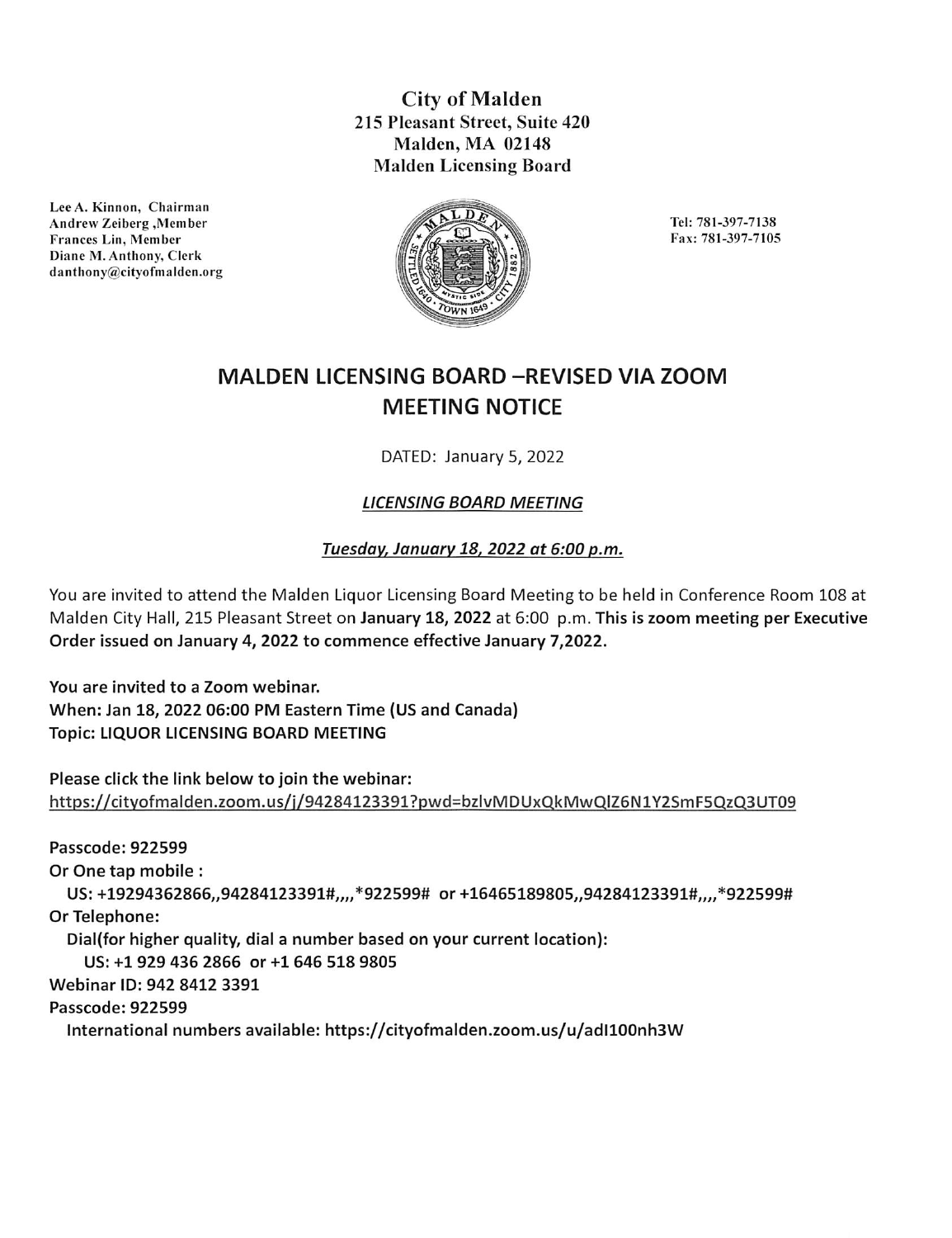**City of Malden**
**215 Pleasant Street, Suite 420**
**Malden, MA 02148**
**Malden Licensing Board**

Lee A. Kinnon, Chairman
Andrew Zeiberg ,Member
Frances Lin, Member
Diane M. Anthony, Clerk
danthony@cityofmalden.org

Tel: 781-397-7138
Fax: 781-397-7105

# MALDEN LICENSING BOARD –REVISED VIA ZOOM MEETING NOTICE

DATED: January 5, 2022

***LICENSING BOARD MEETING***

***Tuesday, January 18, 2022 at 6:00 p.m.***

You are invited to attend the Malden Liquor Licensing Board Meeting to be held in Conference Room 108 at Malden City Hall, 215 Pleasant Street on **January 18, 2022** at 6:00 p.m. **This is zoom meeting per Executive Order issued on January 4, 2022 to commence effective January 7,2022.**

**You are invited to a Zoom webinar.**
**When: Jan 18, 2022 06:00 PM Eastern Time (US and Canada)**
**Topic: LIQUOR LICENSING BOARD MEETING**

**Please click the link below to join the webinar:**
https://cityofmalden.zoom.us/j/94284123391?pwd=bzlvMDUxQkMwQlZ6N1Y2SmF5QzQ3UT09

**Passcode: 922599**
**Or One tap mobile :**
**US: +19294362866,,94284123391#,,,,*922599# or +16465189805,,94284123391#,,,,*922599#**
**Or Telephone:**
**Dial(for higher quality, dial a number based on your current location):**
**US: +1 929 436 2866 or +1 646 518 9805**
**Webinar ID: 942 8412 3391**
**Passcode: 922599**
**International numbers available: https://cityofmalden.zoom.us/u/adI100nh3W**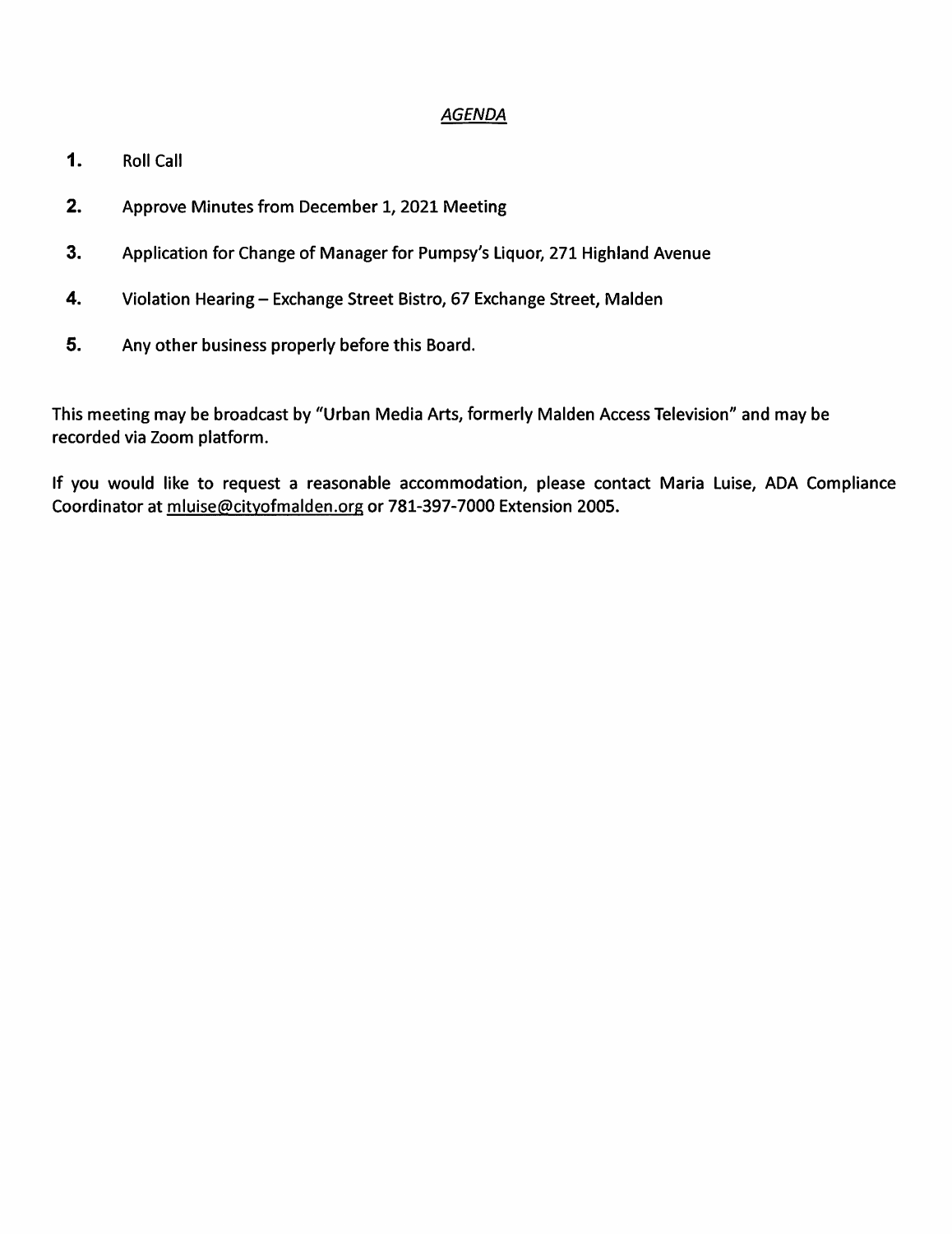*AGENDA*

1. Roll Call

2. Approve Minutes from December 1, 2021 Meeting

3. Application for Change of Manager for Pumpsy's Liquor, 271 Highland Avenue

4. Violation Hearing – Exchange Street Bistro, 67 Exchange Street, Malden

5. Any other business properly before this Board.

This meeting may be broadcast by "Urban Media Arts, formerly Malden Access Television" and may be recorded via Zoom platform.

If you would like to request a reasonable accommodation, please contact Maria Luise, ADA Compliance Coordinator at mluise@cityofmalden.org or 781-397-7000 Extension 2005.